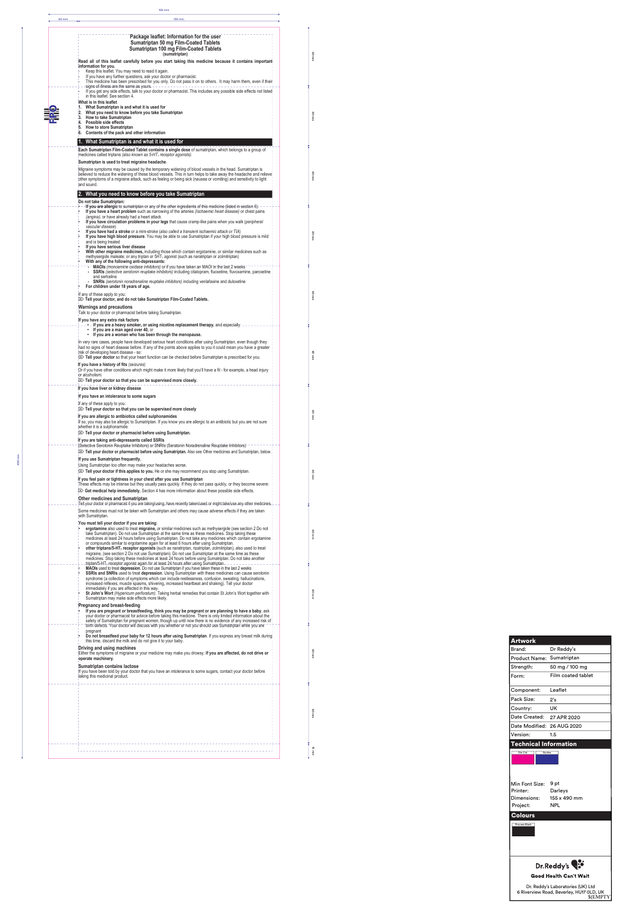# Package leaflet: Information for the user
## Sumatriptan 50 mg Film-Coated Tablets
## Sumatriptan 100 mg Film-Coated Tablets
(sumatriptan)

**Read all of this leaflet carefully before you start taking this medicine because it contains important information for you.**

- Keep this leaflet. You may need to read it again.
- If you have any further questions, ask your doctor or pharmacist.
- This medicine has been prescribed for you only. Do not pass it on to others. It may harm them, even if their signs of illness are the same as yours.
- If you get any side effects, talk to your doctor or pharmacist. This includes any possible side effects not listed in this leaflet. See section 4.

**What is in this leaflet**

1. **What Sumatriptan is and what it is used for**
2. **What you need to know before you take Sumatriptan**
3. **How to take Sumatriptan**
4. **Possible side effects**
5. **How to store Sumatriptan**
6. **Contents of the pack and other information**

## 1. What Sumatriptan is and what it is used for

**Each Sumatriptan Film-Coated Tablet contains a single dose** of sumatriptan, which belongs to a group of medicines called triptans (*also known as 5-HT$_1$ receptor agonists).*

**Sumatriptan is used to treat migraine headache.**

Migraine symptoms may be caused by the temporary widening of blood vessels in the head. Sumatriptan is believed to reduce the widening of these blood vessels. This in turn helps to take away the headache and relieve other symptoms of a migraine attack, such as feeling or being sick (nausea or vomiting) and sensitivity to light and sound.

## 2. What you need to know before you take Sumatriptan

**Do not take Sumatriptan:**

- **If you are allergic** to sumatriptan or any of the other ingredients of this medicine (listed in section 6).
- **If you have a heart problem** such as narrowing of the arteries (*ischaemic heart disease*) or chest pains (*angina*), or have already had a heart attack
- **If you have circulation problems in your legs** that cause cramp-like pains when you walk (*peripheral vascular disease*)
- **If you have had a stroke** or a mini-stroke (also *called a transient ischaemic attack or TIA*)
- **If you have high blood pressure**. You may be able to use Sumatriptan if your high blood pressure is mild and is being treated
- **If you have serious liver disease**
- **With other migraine medicines,** including those which contain ergotamine, or similar medicines such as methysergide maleate; or any triptan or 5HT$_1$ agonist (such as naratriptan or zolmitriptan)
- **With any of the following anti-depressants:**
  - **MAOIs** (*monoamine oxidase inhibitors*) or if you have taken an MAOI in the last 2 weeks
  - **SSRIs** (*selective serotonin reuptake inhibitors*) including citalopram, fluoxetine, fluvoxamine, paroxetine and sertraline
  - **SNRIs** (*serotonin noradrenaline reuptake inhibitors*) including venlafaxine and duloxetine
- **For children under 18 years of age.**

If any of these apply to you:
➢ **Tell your doctor, and do not take Sumatriptan Film-Coated Tablets.**

### Warnings and precautions

Talk to your doctor or pharmacist before taking Sumatriptan.

**If you have any extra risk factors**

- **If you are a heavy smoker, or using nicotine replacement therapy**, and especially
- **If you are a man aged over 40,** or
- **If you are a woman who has been through the menopause.**

In very rare cases, people have developed serious heart conditions after using Sumatriptan, even though they had no signs of heart disease before. If any of the points above applies to you it could mean you have a greater risk of developing heart disease - so:
➢ **Tell your doctor** so that your heart function can be checked before Sumatriptan is prescribed for you.

**If you have a history of fits** *(seizures)*
Or if you have other conditions which might make it more likely that you'll have a fit - for example, a head injury or alcoholism:
➢ **Tell your doctor so that you can be supervised more closely.**

**If you have liver or kidney disease**

**If you have an intolerance to some sugars**

If any of these apply to you:
➢ **Tell your doctor so that you can be supervised more closely**

**If you are allergic to antibiotics called sulphonamides**
If so, you may also be allergic to Sumatriptan. If you know you are allergic to an antibiotic but you are not sure whether it is a sulphonamide:
➢ **Tell your doctor or pharmacist before using Sumatriptan.**

**If you are taking anti-depressants called SSRIs**
(Selective Serotonin Reuptake Inhibitors) or SNRIs (Serotonin Noradrenaline Reuptake Inhibitors)
➢ **Tell your doctor or pharmacist before using Sumatriptan.** Also see Other medicines and Sumatriptan, below.

**If you use Sumatriptan frequently.**
Using Sumatriptan too often may make your headaches worse.
➢ **Tell your doctor if this applies to you.** He or she may recommend you stop using Sumatriptan.

**If you feel pain or tightness in your chest after you use Sumatriptan**
These effects may be intense but they usually pass quickly. If they do not pass quickly, or they become severe:
➢ **Get medical help immediately.** Section 4 has more information about these possible side effects.

### Other medicines and Sumatriptan

Tell your doctor or pharmacist if you are taking/using, have recently taken/used or might take/use any other medicines.

Some medicines must not be taken with Sumatriptan and others may cause adverse effects if they are taken with Sumatriptan.

**You must tell your doctor if you are taking:**

- **ergotamine** also used to treat **migraine,** or similar medicines such as methysergide (see section 2 Do not take Sumatriptan). Do not use Sumatriptan at the same time as these medicines. Stop taking these medicines at least 24 hours before using Sumatriptan. Do not take any medicines which contain ergotamine or compounds similar to ergotamine again for at least 6 hours after using Sumatriptan.
- **other triptans/5-HT$_1$ receptor agonists** (such as naratriptan, rizatriptan, zolmitriptan), also used to treat migraine, (see section 2 Do not use Sumatriptan). Do not use Sumatriptan at the same time as these medicines. Stop taking these medicines at least 24 hours before using Sumatriptan. Do not take another triptan/5-HT$_1$ receptor agonist again for at least 24 hours after using Sumatriptan.
- **MAOIs** used to treat **depression**. Do not use Sumatriptan if you have taken these in the last 2 weeks
- **SSRIs and SNRIs** used to treat **depression**. Using Sumatriptan with these medicines can cause serotonin syndrome (a collection of symptoms which can include restlessness, confusion, sweating, hallucinations, increased reflexes, muscle spasms, shivering, increased heartbeat and shaking). Tell your doctor immediately if you are affected in this way.
- **St John's Wort** (*Hypericum perforatum*). Taking herbal remedies that contain St John's Wort together with Sumatriptan may make side effects more likely.

### Pregnancy and breast-feeding

- **If you are pregnant or breastfeeding, think you may be pregnant or are planning to have a baby**, ask your doctor or pharmacist for advice before taking this medicine. There is only limited information about the safety of Sumatriptan for pregnant women, though up until now there is no evidence of any increased risk of birth defects. Your doctor will discuss with you whether or not you should use Sumatriptan while you are pregnant
- **Do not breastfeed your baby for 12 hours after using Sumatriptan**. If you express any breast milk during this time, discard the milk and do not give it to your baby.

### Driving and using machines

Either the symptoms of migraine or your medicine may make you drowsy. **If you are affected, do not drive or operate machinery.**

### Sumatriptan contains lactose

If you have been told by your doctor that you have an intolerance to some sugars, contact your doctor before taking this medicinal product.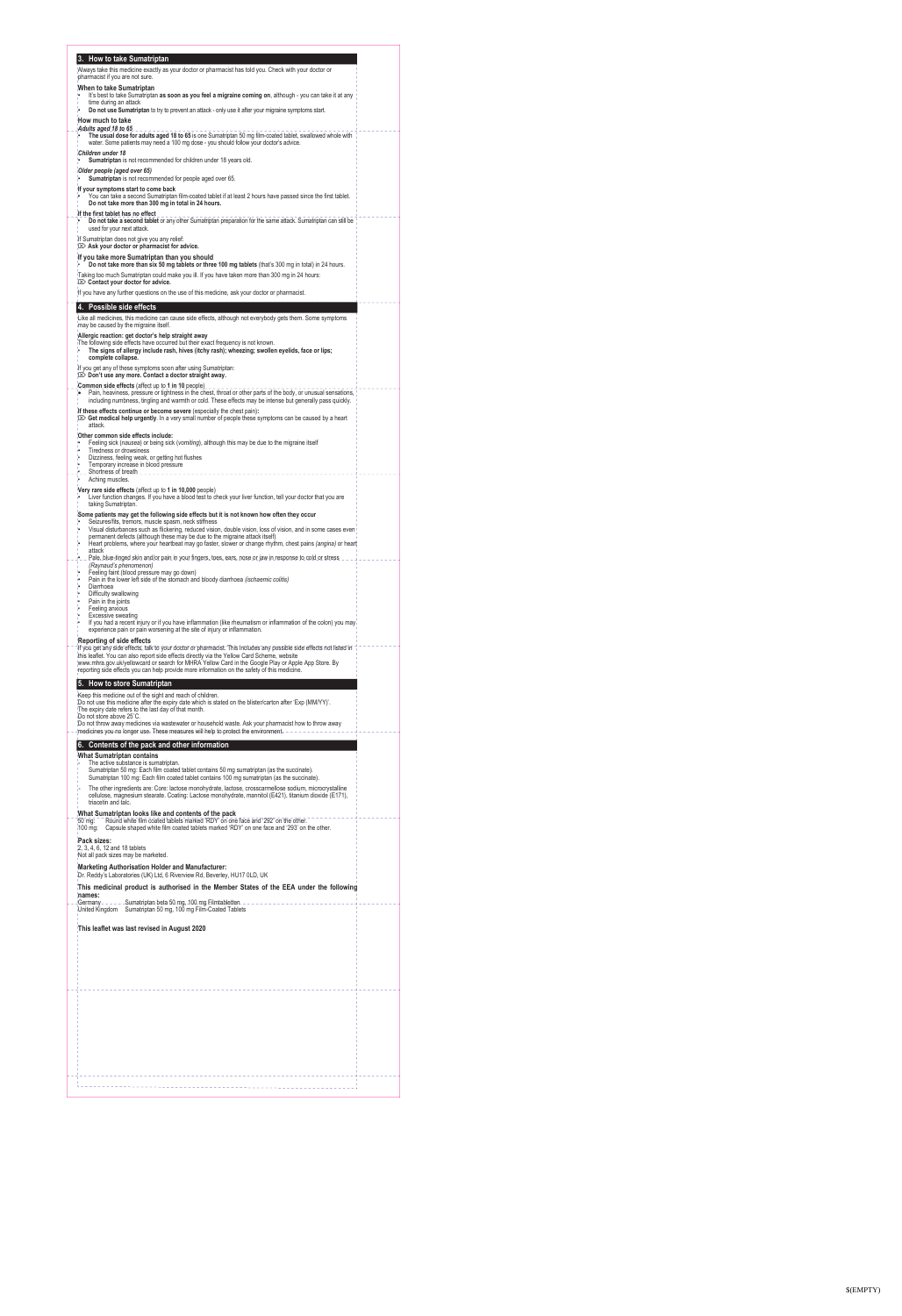## 3. How to take Sumatriptan

Always take this medicine exactly as your doctor or pharmacist has told you. Check with your doctor or pharmacist if you are not sure.

### When to take Sumatriptan

- It's best to take Sumatriptan **as soon as you feel a migraine coming on**, although - you can take it at any time during an attack
- **Do not use Sumatriptan** to try to prevent an attack - only use it after your migraine symptoms start.

### How much to take

*Adults aged 18 to 65*

- **The usual dose for adults aged 18 to 65** is one Sumatriptan 50 mg film-coated tablet, swallowed whole with water. Some patients may need a 100 mg dose - you should follow your doctor's advice.

*Children under 18*

- **Sumatriptan** is not recommended for children under 18 years old.

*Older people (aged over 65)*

- **Sumatriptan** is not recommended for people aged over 65.

### If your symptoms start to come back

- You can take a second Sumatriptan film-coated tablet if at least 2 hours have passed since the first tablet. **Do not take more than 300 mg in total in 24 hours.**

### If the first tablet has no effect

- **Do not take a second tablet** or any other Sumatriptan preparation for the same attack. Sumatriptan can still be used for your next attack.

If Sumatriptan does not give you any relief:
**⌦ Ask your doctor or pharmacist for advice.**

### If you take more Sumatriptan than you should

- **Do not take more than six 50 mg tablets or three 100 mg tablets** (that's 300 mg in total) in 24 hours.

Taking too much Sumatriptan could make you ill. If you have taken more than 300 mg in 24 hours:
**⌦ Contact your doctor for advice.**

If you have any further questions on the use of this medicine, ask your doctor or pharmacist.

## 4. Possible side effects

Like all medicines, this medicine can cause side effects, although not everybody gets them. Some symptoms may be caused by the migraine itself.

### Allergic reaction: get doctor's help straight away

The following side effects have occurred but their exact frequency is not known.

- **The signs of allergy include rash, hives (itchy rash); wheezing; swollen eyelids, face or lips; complete collapse.**

If you get any of these symptoms soon after using Sumatriptan:
**⌦ Don't use any more. Contact a doctor straight away.**

**Common side effects** (affect up to **1 in 10** people)

- Pain, heaviness, pressure or tightness in the chest, throat or other parts of the body, or unusual sensations, including numbness, tingling and warmth or cold. These effects may be intense but generally pass quickly.

**If these effects continue or become severe** (especially the chest pain)**:**
**⌦ Get medical help urgently**. In a very small number of people these symptoms can be caused by a heart attack.

**Other common side effects include:**

- Feeling sick (*nausea*) or being sick (*vomiting*), although this may be due to the migraine itself
- Tiredness or drowsiness
- Dizziness, feeling weak, or getting hot flushes
- Temporary increase in blood pressure
- Shortness of breath
- Aching muscles.

**Very rare side effects** (affect up to **1 in 10,000** people)

- Liver function changes. If you have a blood test to check your liver function, tell your doctor that you are taking Sumatriptan.

**Some patients may get the following side effects but it is not known how often they occur**

- Seizures/fits, tremors, muscle spasm, neck stiffness
- Visual disturbances such as flickering, reduced vision, double vision, loss of vision, and in some cases even permanent defects (although these may be due to the migraine attack itself)
- Heart problems, where your heartbeat may go faster, slower or change rhythm, chest pains (*angina*) or heart attack
- Pale, blue-tinged skin and/or pain in your fingers, toes, ears, nose or jaw in response to cold or stress (*Raynaud's phenomenon*)
- Feeling faint (blood pressure may go down)
- Pain in the lower left side of the stomach and bloody diarrhoea (*ischaemic colitis*)
- Diarrhoea
- Difficulty swallowing
- Pain in the joints
- Feeling anxious
- Excessive sweating
- If you had a recent injury or if you have inflammation (like rheumatism or inflammation of the colon) you may experience pain or pain worsening at the site of injury or inflammation.

### Reporting of side effects

If you get any side effects, talk to your doctor or pharmacist. This includes any possible side effects not listed in this leaflet. You can also report side effects directly via the Yellow Card Scheme, website www.mhra.gov.uk/yellowcard or search for MHRA Yellow Card in the Google Play or Apple App Store. By reporting side effects you can help provide more information on the safety of this medicine.

## 5. How to store Sumatriptan

Keep this medicine out of the sight and reach of children.
Do not use this medicine after the expiry date which is stated on the blister/carton after 'Exp (MM/YY)'.
The expiry date refers to the last day of that month.
Do not store above 25°C.
Do not throw away medicines via wastewater or household waste. Ask your pharmacist how to throw away medicines you no longer use. These measures will help to protect the environment.

## 6. Contents of the pack and other information

### What Sumatriptan contains

- The active substance is sumatriptan.
  Sumatriptan 50 mg: Each film coated tablet contains 50 mg sumatriptan (as the succinate).
  Sumatriptan 100 mg: Each film coated tablet contains 100 mg sumatriptan (as the succinate).
- The other ingredients are: Core: lactose monohydrate, lactose, croscarmellose sodium, microcrystalline cellulose, magnesium stearate. Coating: Lactose monohydrate, mannitol (E421), titanium dioxide (E171), triacetin and talc.

### What Sumatriptan looks like and contents of the pack

50 mg: Round white film coated tablets marked 'RDY' on one face and '292' on the other.
100 mg: Capsule shaped white film coated tablets marked 'RDY' on one face and '293' on the other.

### Pack sizes:

2, 3, 4, 6, 12 and 18 tablets
Not all pack sizes may be marketed.

### Marketing Authorisation Holder and Manufacturer:

Dr. Reddy's Laboratories (UK) Ltd, 6 Riverview Rd, Beverley, HU17 0LD, UK

### This medicinal product is authorised in the Member States of the EEA under the following names:

Germany Sumatriptan beta 50 mg, 100 mg Filmtabletten
United Kingdom Sumatriptan 50 mg, 100 mg Film-Coated Tablets

**This leaflet was last revised in August 2020**

$(EMPTY)